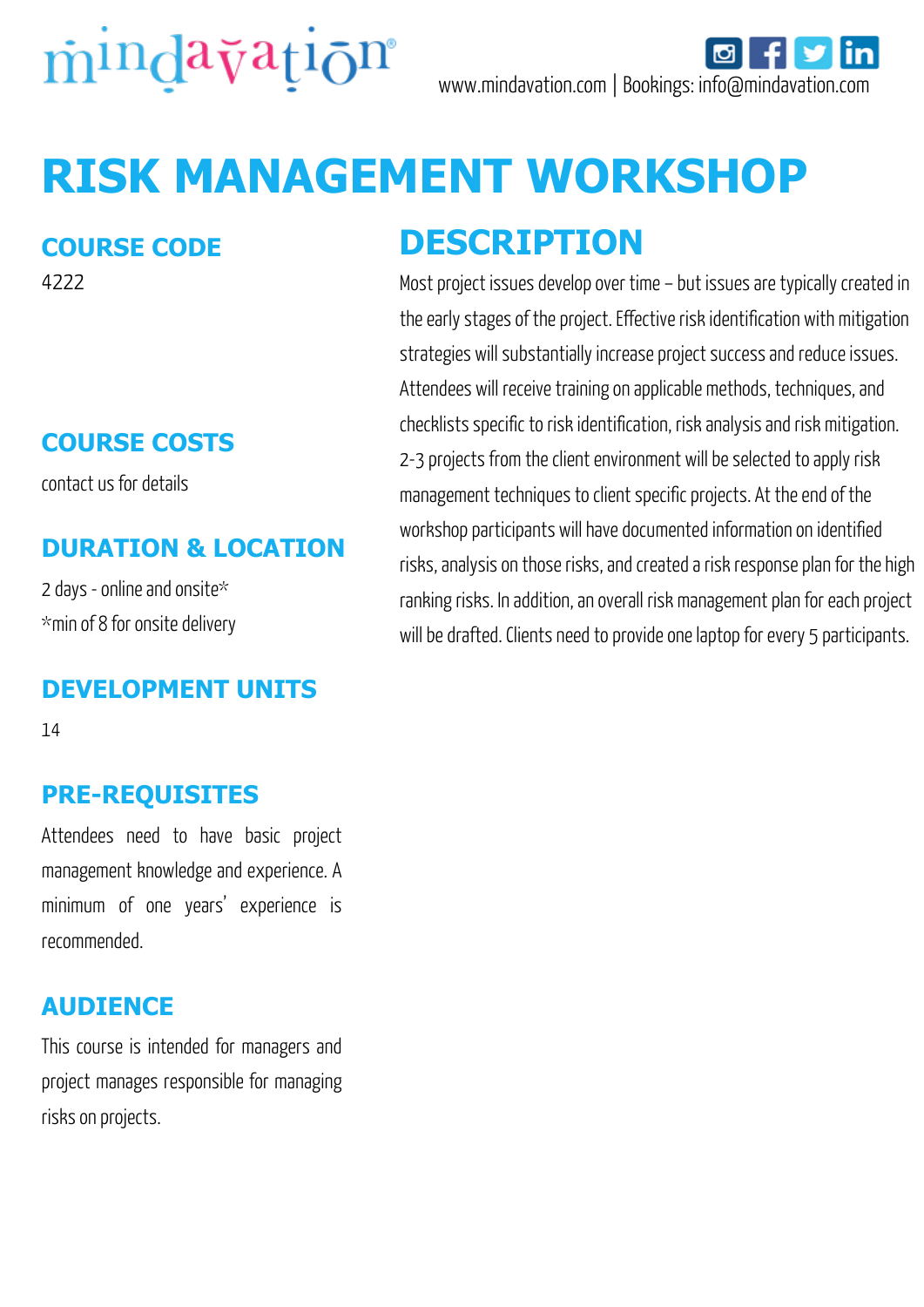mindavation®

www.mindavation.com | Bookings: info@mindavation.com

# RISK MANAGEMENT WORKSHOP

## COURSE CODE

4222

## COURSE COSTS

contact us for details

## DURATION & LOCATION

2 days - online and onsite*

*min of 8 for onsite delivery

## DEVELOPMENT UNITS

14

## PRE-REQUISITES

Attendees need to have basic project management knowledge and experience. A minimum of one years' experience is recommended.

## AUDIENCE

This course is intended for managers and project manages responsible for managing risks on projects.

## DESCRIPTION

Most project issues develop over time – but issues are typically created in the early stages of the project. Effective risk identification with mitigation strategies will substantially increase project success and reduce issues. Attendees will receive training on applicable methods, techniques, and checklists specific to risk identification, risk analysis and risk mitigation. 2-3 projects from the client environment will be selected to apply risk management techniques to client specific projects. At the end of the workshop participants will have documented information on identified risks, analysis on those risks, and created a risk response plan for the high ranking risks. In addition, an overall risk management plan for each project will be drafted. Clients need to provide one laptop for every 5 participants.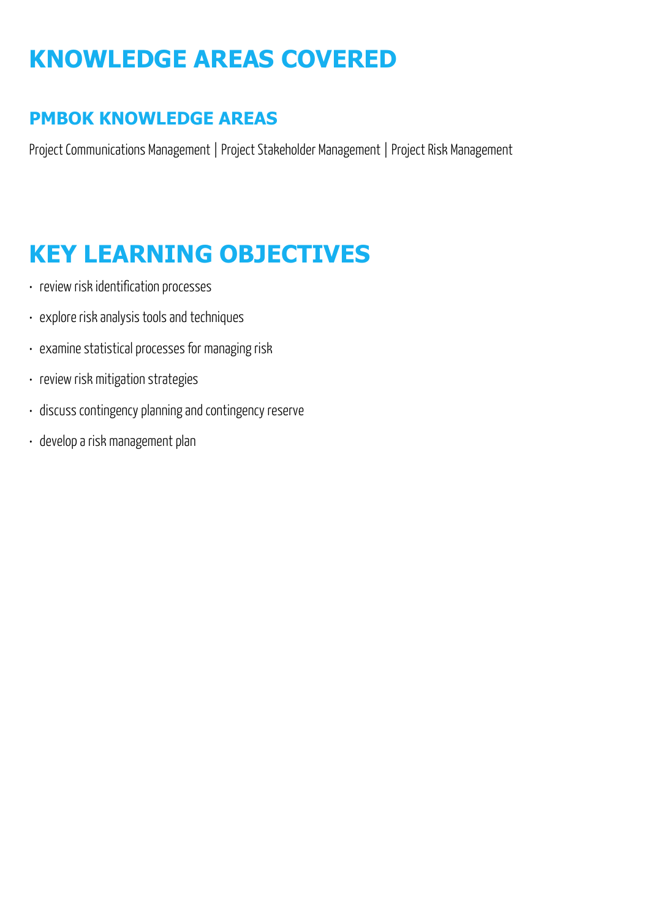# KNOWLEDGE AREAS COVERED

## PMBOK KNOWLEDGE AREAS

Project Communications Management | Project Stakeholder Management | Project Risk Management

# KEY LEARNING OBJECTIVES

- review risk identification processes
- explore risk analysis tools and techniques
- examine statistical processes for managing risk
- review risk mitigation strategies
- discuss contingency planning and contingency reserve
- develop a risk management plan